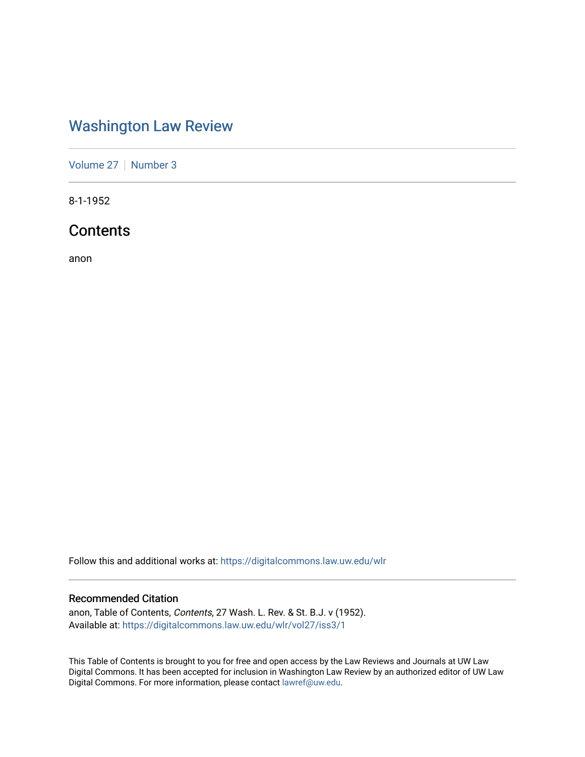# Washington Law Review

Volume 27 | Number 3

8-1-1952

## Contents

anon

Follow this and additional works at: https://digitalcommons.law.uw.edu/wlr

### Recommended Citation

anon, Table of Contents, *Contents*, 27 Wash. L. Rev. & St. B.J. v (1952).
Available at: https://digitalcommons.law.uw.edu/wlr/vol27/iss3/1

This Table of Contents is brought to you for free and open access by the Law Reviews and Journals at UW Law Digital Commons. It has been accepted for inclusion in Washington Law Review by an authorized editor of UW Law Digital Commons. For more information, please contact lawref@uw.edu.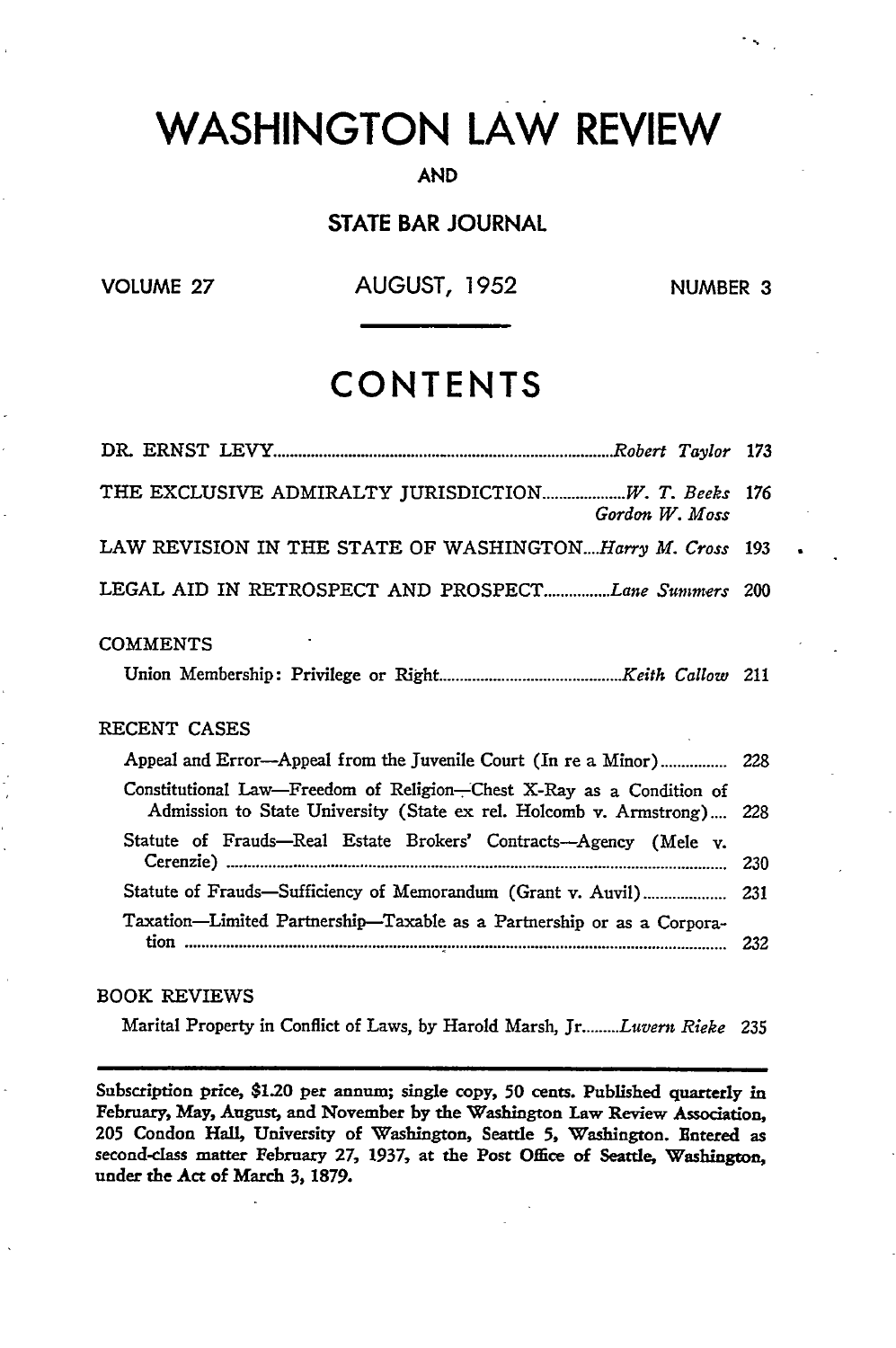# WASHINGTON LAW REVIEW

**AND**

**STATE BAR JOURNAL**

VOLUME 27 — AUGUST, 1952 — NUMBER 3

## CONTENTS

DR. ERNST LEVY ........ *Robert Taylor* 173

THE EXCLUSIVE ADMIRALTY JURISDICTION ........ *W. T. Beeks*, *Gordon W. Moss* 176

LAW REVISION IN THE STATE OF WASHINGTON ........ *Harry M. Cross* 193

LEGAL AID IN RETROSPECT AND PROSPECT ........ *Lane Summers* 200

COMMENTS

Union Membership: Privilege or Right ........ *Keith Callow* 211

RECENT CASES

Appeal and Error—Appeal from the Juvenile Court (In re a Minor) ........ 228

Constitutional Law—Freedom of Religion—Chest X-Ray as a Condition of Admission to State University (State ex rel. Holcomb v. Armstrong) ........ 228

Statute of Frauds—Real Estate Brokers' Contracts—Agency (Mele v. Cerenzie) ........ 230

Statute of Frauds—Sufficiency of Memorandum (Grant v. Auvil) ........ 231

Taxation—Limited Partnership—Taxable as a Partnership or as a Corporation ........ 232

BOOK REVIEWS

Marital Property in Conflict of Laws, by Harold Marsh, Jr. ........ *Luvern Rieke* 235

---

Subscription price, $1.20 per annum; single copy, 50 cents. Published quarterly in February, May, August, and November by the Washington Law Review Association, 205 Condon Hall, University of Washington, Seattle 5, Washington. Entered as second-class matter February 27, 1937, at the Post Office of Seattle, Washington, under the Act of March 3, 1879.